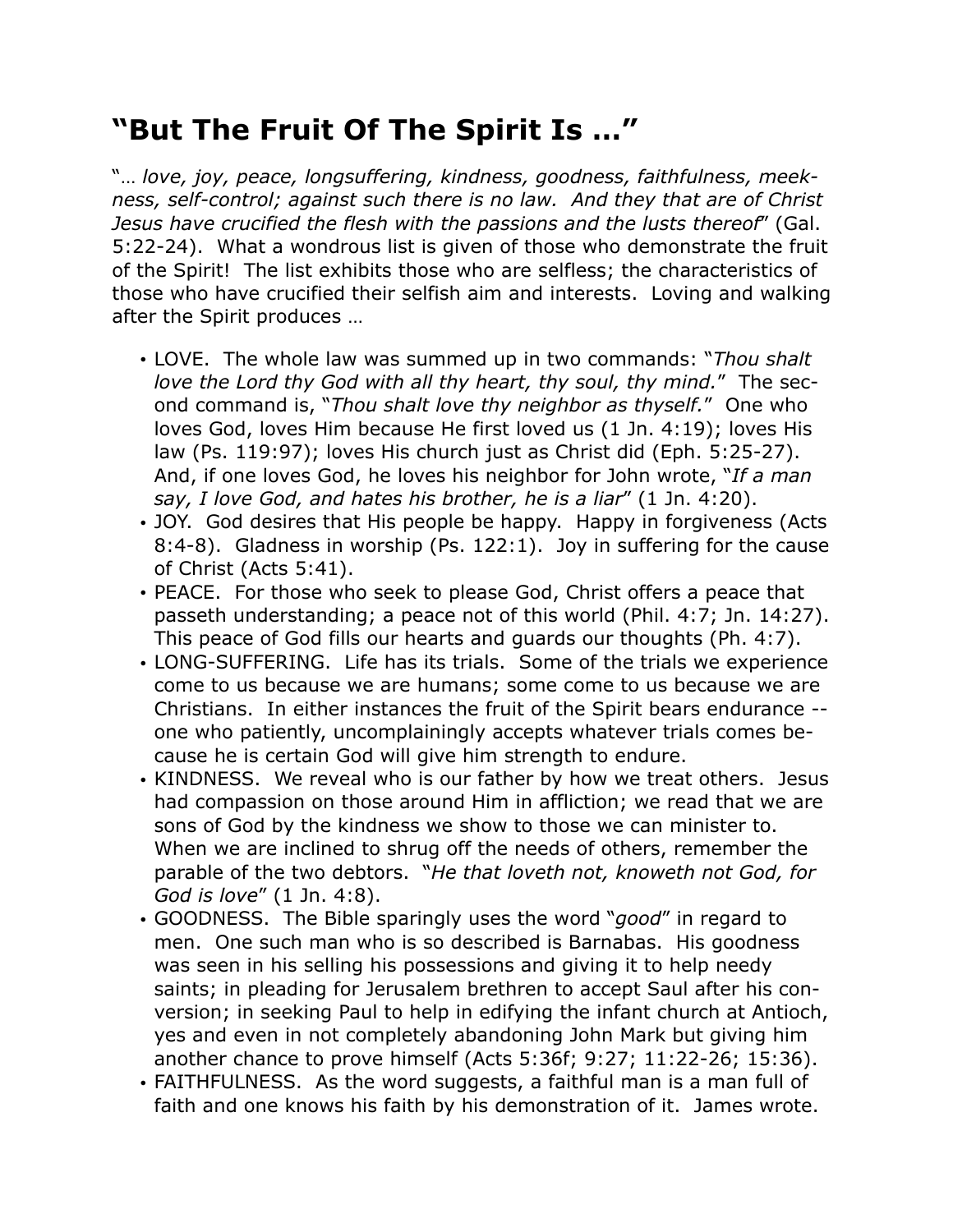# "But The Fruit Of The Spirit Is …"

"… *love, joy, peace, longsuffering, kindness, goodness, faithfulness, meekness, self-control; against such there is no law. And they that are of Christ Jesus have crucified the flesh with the passions and the lusts thereof*" (Gal. 5:22-24). What a wondrous list is given of those who demonstrate the fruit of the Spirit! The list exhibits those who are selfless; the characteristics of those who have crucified their selfish aim and interests. Loving and walking after the Spirit produces …

- LOVE. The whole law was summed up in two commands: "*Thou shalt love the Lord thy God with all thy heart, thy soul, thy mind.*" The second command is, "*Thou shalt love thy neighbor as thyself.*" One who loves God, loves Him because He first loved us (1 Jn. 4:19); loves His law (Ps. 119:97); loves His church just as Christ did (Eph. 5:25-27). And, if one loves God, he loves his neighbor for John wrote, "*If a man say, I love God, and hates his brother, he is a liar*" (1 Jn. 4:20).
- JOY. God desires that His people be happy. Happy in forgiveness (Acts 8:4-8). Gladness in worship (Ps. 122:1). Joy in suffering for the cause of Christ (Acts 5:41).
- PEACE. For those who seek to please God, Christ offers a peace that passeth understanding; a peace not of this world (Phil. 4:7; Jn. 14:27). This peace of God fills our hearts and guards our thoughts (Ph. 4:7).
- LONG-SUFFERING. Life has its trials. Some of the trials we experience come to us because we are humans; some come to us because we are Christians. In either instances the fruit of the Spirit bears endurance -- one who patiently, uncomplainingly accepts whatever trials comes because he is certain God will give him strength to endure.
- KINDNESS. We reveal who is our father by how we treat others. Jesus had compassion on those around Him in affliction; we read that we are sons of God by the kindness we show to those we can minister to. When we are inclined to shrug off the needs of others, remember the parable of the two debtors. "*He that loveth not, knoweth not God, for God is love*" (1 Jn. 4:8).
- GOODNESS. The Bible sparingly uses the word "*good*" in regard to men. One such man who is so described is Barnabas. His goodness was seen in his selling his possessions and giving it to help needy saints; in pleading for Jerusalem brethren to accept Saul after his conversion; in seeking Paul to help in edifying the infant church at Antioch, yes and even in not completely abandoning John Mark but giving him another chance to prove himself (Acts 5:36f; 9:27; 11:22-26; 15:36).
- FAITHFULNESS. As the word suggests, a faithful man is a man full of faith and one knows his faith by his demonstration of it. James wrote.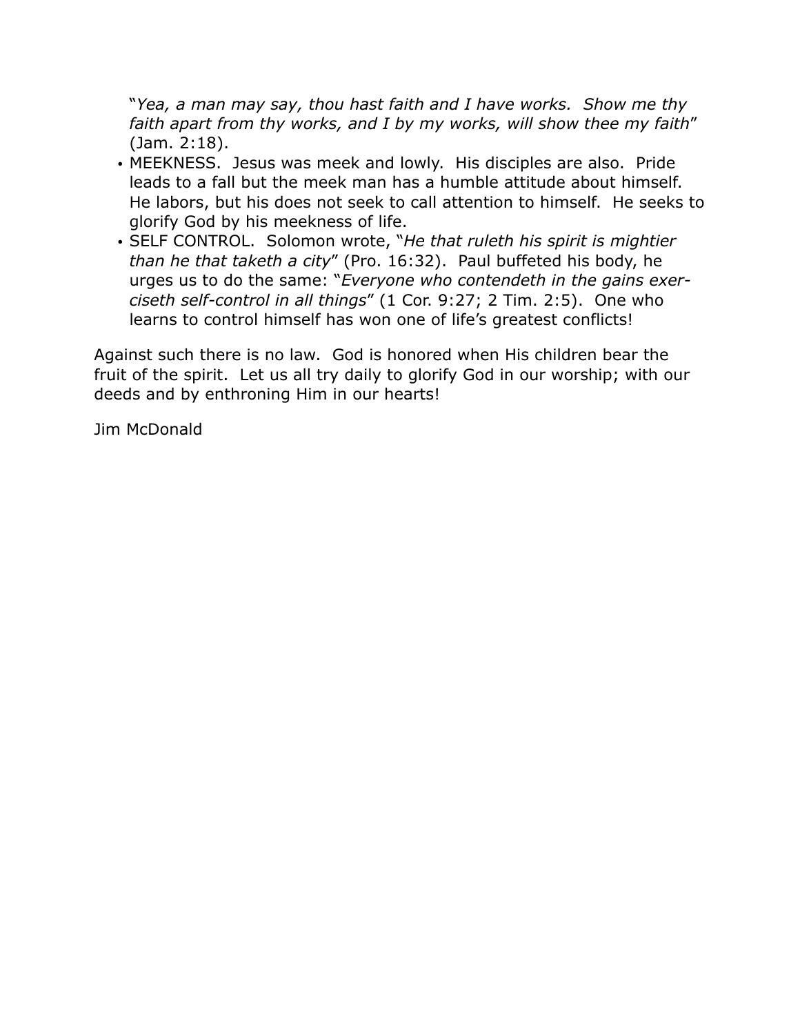"*Yea, a man may say, thou hast faith and I have works. Show me thy faith apart from thy works, and I by my works, will show thee my faith*" (Jam. 2:18).

- MEEKNESS. Jesus was meek and lowly. His disciples are also. Pride leads to a fall but the meek man has a humble attitude about himself. He labors, but his does not seek to call attention to himself. He seeks to glorify God by his meekness of life.
- SELF CONTROL. Solomon wrote, "*He that ruleth his spirit is mightier than he that taketh a city*" (Pro. 16:32). Paul buffeted his body, he urges us to do the same: "*Everyone who contendeth in the gains exerciseth self-control in all things*" (1 Cor. 9:27; 2 Tim. 2:5). One who learns to control himself has won one of life's greatest conflicts!

Against such there is no law. God is honored when His children bear the fruit of the spirit. Let us all try daily to glorify God in our worship; with our deeds and by enthroning Him in our hearts!

Jim McDonald